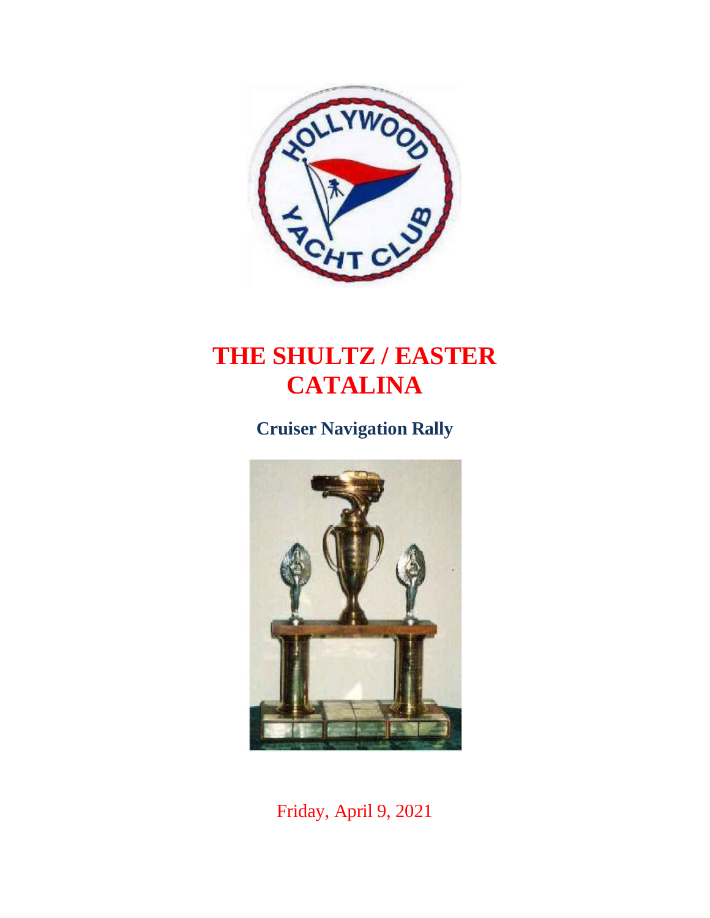# THE SHULTZ / EASTER CATALINA

## Cruiser Navigation Rally

Friday, April 9, 2021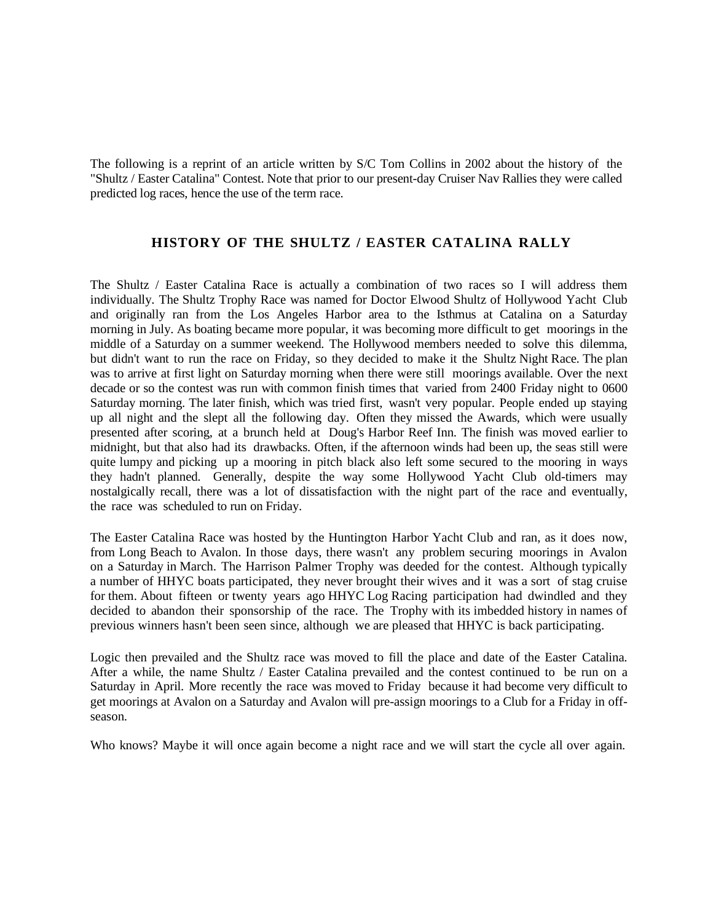The following is a reprint of an article written by S/C Tom Collins in 2002 about the history of the "Shultz / Easter Catalina" Contest. Note that prior to our present-day Cruiser Nav Rallies they were called predicted log races, hence the use of the term race.

## HISTORY OF THE SHULTZ / EASTER CATALINA RALLY

The Shultz / Easter Catalina Race is actually a combination of two races so I will address them individually. The Shultz Trophy Race was named for Doctor Elwood Shultz of Hollywood Yacht Club and originally ran from the Los Angeles Harbor area to the Isthmus at Catalina on a Saturday morning in July. As boating became more popular, it was becoming more difficult to get moorings in the middle of a Saturday on a summer weekend. The Hollywood members needed to solve this dilemma, but didn't want to run the race on Friday, so they decided to make it the Shultz Night Race. The plan was to arrive at first light on Saturday morning when there were still moorings available. Over the next decade or so the contest was run with common finish times that varied from 2400 Friday night to 0600 Saturday morning. The later finish, which was tried first, wasn't very popular. People ended up staying up all night and the slept all the following day. Often they missed the Awards, which were usually presented after scoring, at a brunch held at Doug's Harbor Reef Inn. The finish was moved earlier to midnight, but that also had its drawbacks. Often, if the afternoon winds had been up, the seas still were quite lumpy and picking up a mooring in pitch black also left some secured to the mooring in ways they hadn't planned. Generally, despite the way some Hollywood Yacht Club old-timers may nostalgically recall, there was a lot of dissatisfaction with the night part of the race and eventually, the race was scheduled to run on Friday.

The Easter Catalina Race was hosted by the Huntington Harbor Yacht Club and ran, as it does now, from Long Beach to Avalon. In those days, there wasn't any problem securing moorings in Avalon on a Saturday in March. The Harrison Palmer Trophy was deeded for the contest. Although typically a number of HHYC boats participated, they never brought their wives and it was a sort of stag cruise for them. About fifteen or twenty years ago HHYC Log Racing participation had dwindled and they decided to abandon their sponsorship of the race. The Trophy with its imbedded history in names of previous winners hasn't been seen since, although we are pleased that HHYC is back participating.

Logic then prevailed and the Shultz race was moved to fill the place and date of the Easter Catalina. After a while, the name Shultz / Easter Catalina prevailed and the contest continued to be run on a Saturday in April. More recently the race was moved to Friday because it had become very difficult to get moorings at Avalon on a Saturday and Avalon will pre-assign moorings to a Club for a Friday in off-season.

Who knows? Maybe it will once again become a night race and we will start the cycle all over again.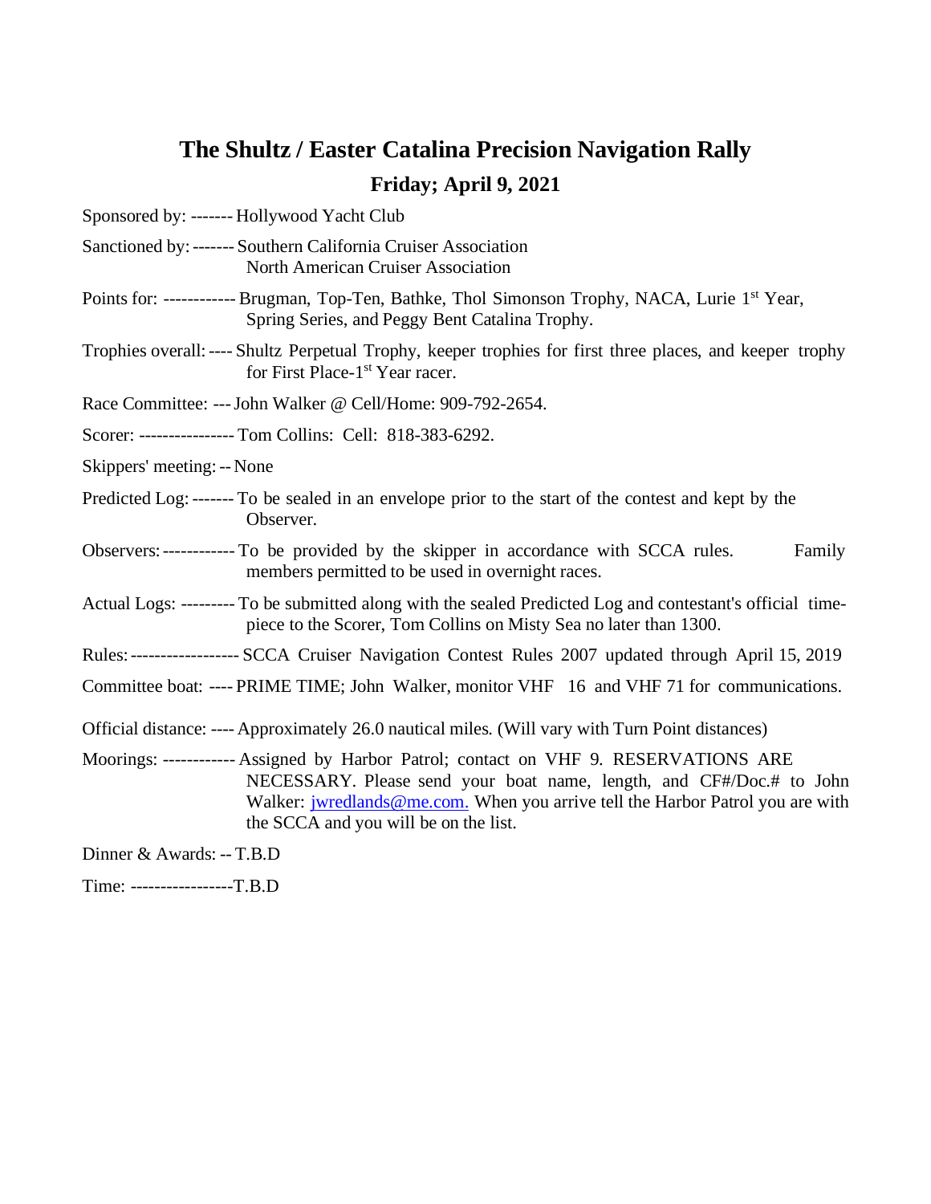# The Shultz / Easter Catalina Precision Navigation Rally

## Friday; April 9, 2021

Sponsored by: ------- Hollywood Yacht Club

Sanctioned by: ------- Southern California Cruiser Association
North American Cruiser Association

Points for: ------------ Brugman, Top-Ten, Bathke, Thol Simonson Trophy, NACA, Lurie 1st Year, Spring Series, and Peggy Bent Catalina Trophy.

Trophies overall: ---- Shultz Perpetual Trophy, keeper trophies for first three places, and keeper trophy for First Place-1st Year racer.

Race Committee: --- John Walker @ Cell/Home: 909-792-2654.

Scorer: ---------------- Tom Collins: Cell: 818-383-6292.

Skippers' meeting: -- None

Predicted Log: ------- To be sealed in an envelope prior to the start of the contest and kept by the Observer.

Observers: ------------ To be provided by the skipper in accordance with SCCA rules. Family members permitted to be used in overnight races.

Actual Logs: --------- To be submitted along with the sealed Predicted Log and contestant's official time-piece to the Scorer, Tom Collins on Misty Sea no later than 1300.

Rules: ------------------ SCCA Cruiser Navigation Contest Rules 2007 updated through April 15, 2019

Committee boat: ---- PRIME TIME; John Walker, monitor VHF 16 and VHF 71 for communications.

Official distance: ---- Approximately 26.0 nautical miles. (Will vary with Turn Point distances)

Moorings: ------------ Assigned by Harbor Patrol; contact on VHF 9. RESERVATIONS ARE NECESSARY. Please send your boat name, length, and CF#/Doc.# to John Walker: jwredlands@me.com. When you arrive tell the Harbor Patrol you are with the SCCA and you will be on the list.

Dinner & Awards: -- T.B.D

Time: -----------------T.B.D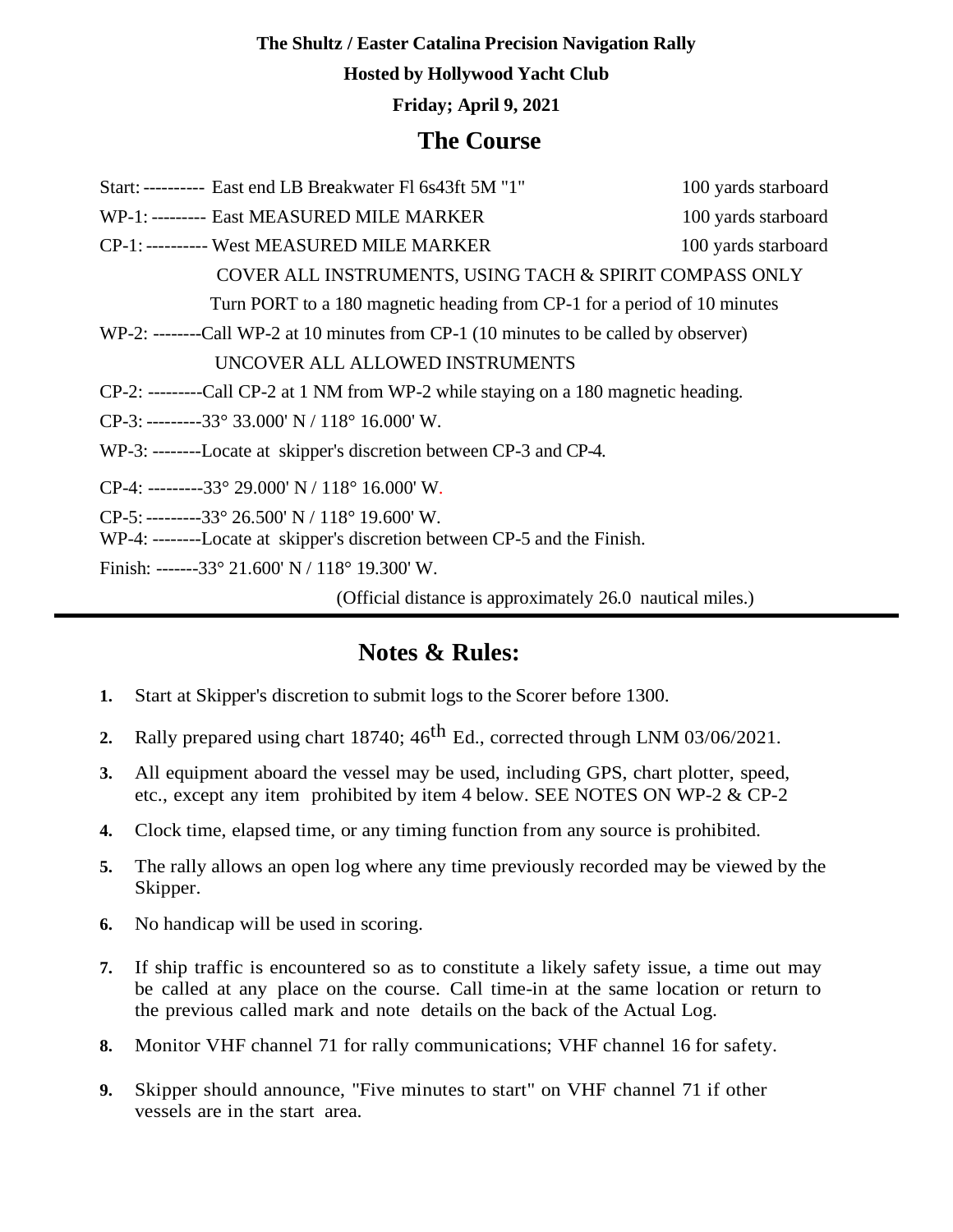**The Shultz / Easter Catalina Precision Navigation Rally**

**Hosted by Hollywood Yacht Club**

**Friday; April 9, 2021**

## The Course

Start: ---------- East end LB Breakwater Fl 6s43ft 5M "1" — 100 yards starboard

WP-1: --------- East MEASURED MILE MARKER — 100 yards starboard

CP-1: ---------- West MEASURED MILE MARKER — 100 yards starboard

COVER ALL INSTRUMENTS, USING TACH & SPIRIT COMPASS ONLY

Turn PORT to a 180 magnetic heading from CP-1 for a period of 10 minutes

WP-2: --------Call WP-2 at 10 minutes from CP-1 (10 minutes to be called by observer)

UNCOVER ALL ALLOWED INSTRUMENTS

CP-2: ---------Call CP-2 at 1 NM from WP-2 while staying on a 180 magnetic heading.

CP-3: ---------33° 33.000' N / 118° 16.000' W.

WP-3: --------Locate at skipper's discretion between CP-3 and CP-4.

CP-4: ---------33° 29.000' N / 118° 16.000' W.

CP-5: ---------33° 26.500' N / 118° 19.600' W.

WP-4: --------Locate at skipper's discretion between CP-5 and the Finish.

Finish: -------33° 21.600' N / 118° 19.300' W.

(Official distance is approximately 26.0 nautical miles.)

---

## Notes & Rules:

1. Start at Skipper's discretion to submit logs to the Scorer before 1300.
2. Rally prepared using chart 18740; 46th Ed., corrected through LNM 03/06/2021.
3. All equipment aboard the vessel may be used, including GPS, chart plotter, speed, etc., except any item prohibited by item 4 below. SEE NOTES ON WP-2 & CP-2
4. Clock time, elapsed time, or any timing function from any source is prohibited.
5. The rally allows an open log where any time previously recorded may be viewed by the Skipper.
6. No handicap will be used in scoring.
7. If ship traffic is encountered so as to constitute a likely safety issue, a time out may be called at any place on the course. Call time-in at the same location or return to the previous called mark and note details on the back of the Actual Log.
8. Monitor VHF channel 71 for rally communications; VHF channel 16 for safety.
9. Skipper should announce, "Five minutes to start" on VHF channel 71 if other vessels are in the start area.